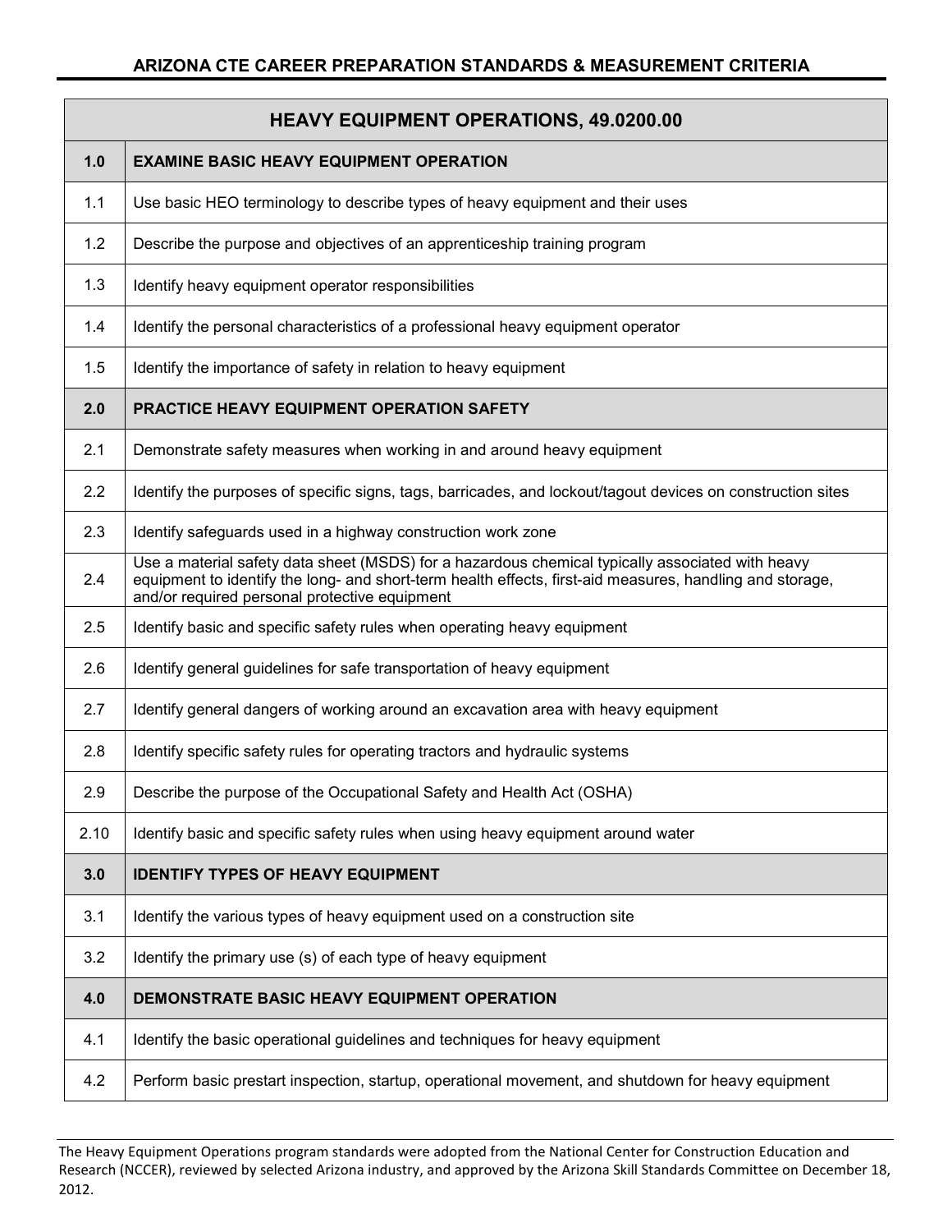## ARIZONA CTE CAREER PREPARATION STANDARDS & MEASUREMENT CRITERIA

| HEAVY EQUIPMENT OPERATIONS, 49.0200.00 | |
|---|---|
| **1.0** | **EXAMINE BASIC HEAVY EQUIPMENT OPERATION** |
| 1.1 | Use basic HEO terminology to describe types of heavy equipment and their uses |
| 1.2 | Describe the purpose and objectives of an apprenticeship training program |
| 1.3 | Identify heavy equipment operator responsibilities |
| 1.4 | Identify the personal characteristics of a professional heavy equipment operator |
| 1.5 | Identify the importance of safety in relation to heavy equipment |
| **2.0** | **PRACTICE HEAVY EQUIPMENT OPERATION SAFETY** |
| 2.1 | Demonstrate safety measures when working in and around heavy equipment |
| 2.2 | Identify the purposes of specific signs, tags, barricades, and lockout/tagout devices on construction sites |
| 2.3 | Identify safeguards used in a highway construction work zone |
| 2.4 | Use a material safety data sheet (MSDS) for a hazardous chemical typically associated with heavy equipment to identify the long- and short-term health effects, first-aid measures, handling and storage, and/or required personal protective equipment |
| 2.5 | Identify basic and specific safety rules when operating heavy equipment |
| 2.6 | Identify general guidelines for safe transportation of heavy equipment |
| 2.7 | Identify general dangers of working around an excavation area with heavy equipment |
| 2.8 | Identify specific safety rules for operating tractors and hydraulic systems |
| 2.9 | Describe the purpose of the Occupational Safety and Health Act (OSHA) |
| 2.10 | Identify basic and specific safety rules when using heavy equipment around water |
| **3.0** | **IDENTIFY TYPES OF HEAVY EQUIPMENT** |
| 3.1 | Identify the various types of heavy equipment used on a construction site |
| 3.2 | Identify the primary use (s) of each type of heavy equipment |
| **4.0** | **DEMONSTRATE BASIC HEAVY EQUIPMENT OPERATION** |
| 4.1 | Identify the basic operational guidelines and techniques for heavy equipment |
| 4.2 | Perform basic prestart inspection, startup, operational movement, and shutdown for heavy equipment |

The Heavy Equipment Operations program standards were adopted from the National Center for Construction Education and Research (NCCER), reviewed by selected Arizona industry, and approved by the Arizona Skill Standards Committee on December 18, 2012.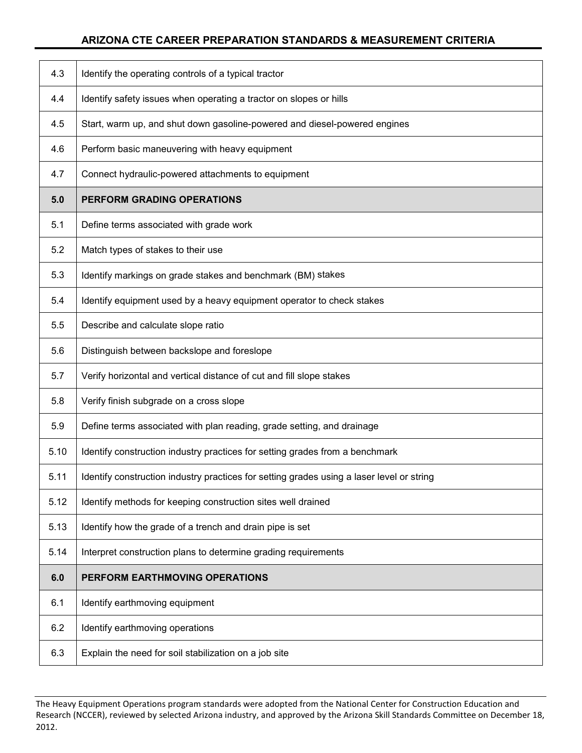| | |
|---|---|
| 4.3 | Identify the operating controls of a typical tractor |
| 4.4 | Identify safety issues when operating a tractor on slopes or hills |
| 4.5 | Start, warm up, and shut down gasoline-powered and diesel-powered engines |
| 4.6 | Perform basic maneuvering with heavy equipment |
| 4.7 | Connect hydraulic-powered attachments to equipment |
| **5.0** | **PERFORM GRADING OPERATIONS** |
| 5.1 | Define terms associated with grade work |
| 5.2 | Match types of stakes to their use |
| 5.3 | Identify markings on grade stakes and benchmark (BM) stakes |
| 5.4 | Identify equipment used by a heavy equipment operator to check stakes |
| 5.5 | Describe and calculate slope ratio |
| 5.6 | Distinguish between backslope and foreslope |
| 5.7 | Verify horizontal and vertical distance of cut and fill slope stakes |
| 5.8 | Verify finish subgrade on a cross slope |
| 5.9 | Define terms associated with plan reading, grade setting, and drainage |
| 5.10 | Identify construction industry practices for setting grades from a benchmark |
| 5.11 | Identify construction industry practices for setting grades using a laser level or string |
| 5.12 | Identify methods for keeping construction sites well drained |
| 5.13 | Identify how the grade of a trench and drain pipe is set |
| 5.14 | Interpret construction plans to determine grading requirements |
| **6.0** | **PERFORM EARTHMOVING OPERATIONS** |
| 6.1 | Identify earthmoving equipment |
| 6.2 | Identify earthmoving operations |
| 6.3 | Explain the need for soil stabilization on a job site |

The Heavy Equipment Operations program standards were adopted from the National Center for Construction Education and Research (NCCER), reviewed by selected Arizona industry, and approved by the Arizona Skill Standards Committee on December 18, 2012.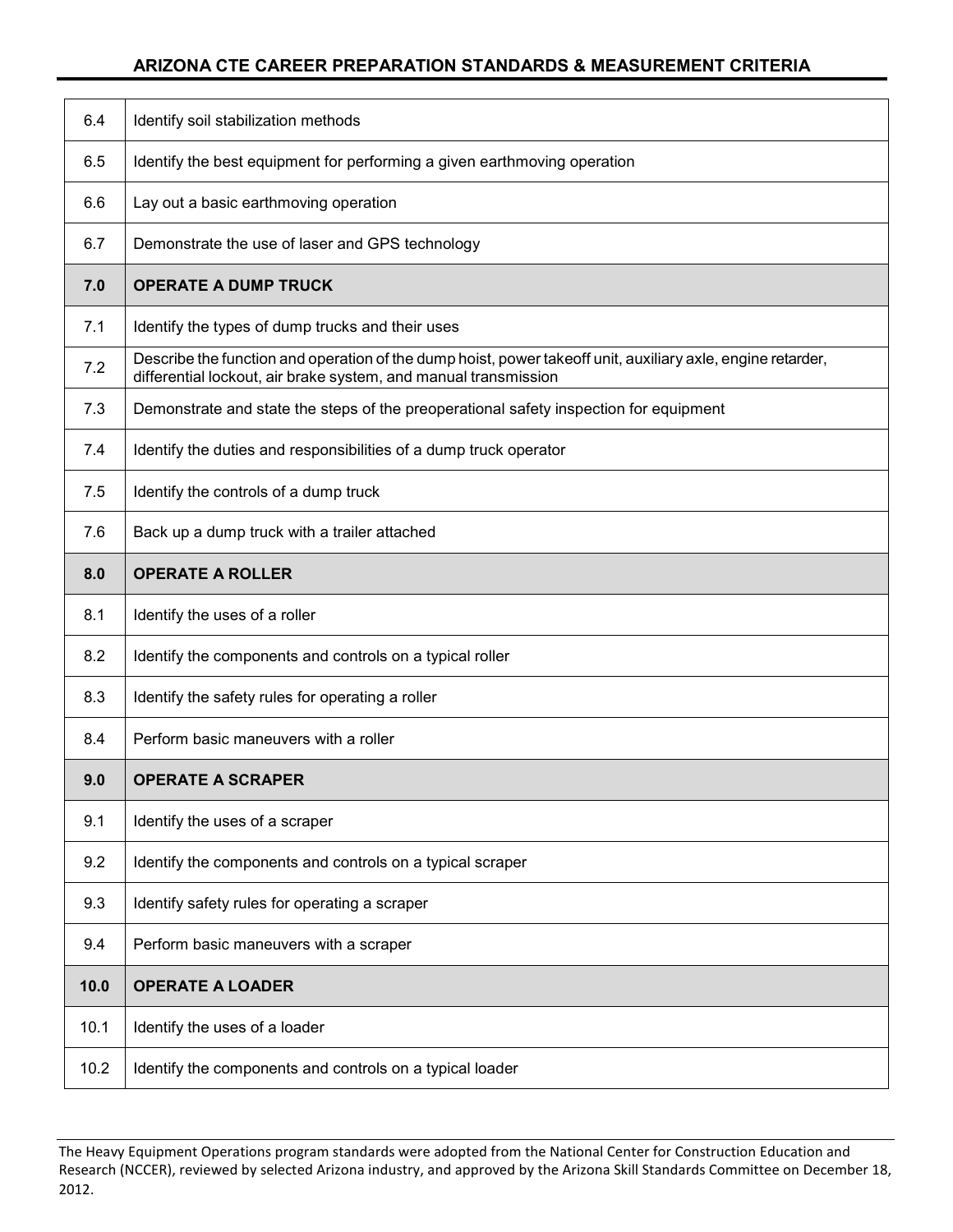| | |
|---|---|
| 6.4 | Identify soil stabilization methods |
| 6.5 | Identify the best equipment for performing a given earthmoving operation |
| 6.6 | Lay out a basic earthmoving operation |
| 6.7 | Demonstrate the use of laser and GPS technology |
| **7.0** | **OPERATE A DUMP TRUCK** |
| 7.1 | Identify the types of dump trucks and their uses |
| 7.2 | Describe the function and operation of the dump hoist, power takeoff unit, auxiliary axle, engine retarder, differential lockout, air brake system, and manual transmission |
| 7.3 | Demonstrate and state the steps of the preoperational safety inspection for equipment |
| 7.4 | Identify the duties and responsibilities of a dump truck operator |
| 7.5 | Identify the controls of a dump truck |
| 7.6 | Back up a dump truck with a trailer attached |
| **8.0** | **OPERATE A ROLLER** |
| 8.1 | Identify the uses of a roller |
| 8.2 | Identify the components and controls on a typical roller |
| 8.3 | Identify the safety rules for operating a roller |
| 8.4 | Perform basic maneuvers with a roller |
| **9.0** | **OPERATE A SCRAPER** |
| 9.1 | Identify the uses of a scraper |
| 9.2 | Identify the components and controls on a typical scraper |
| 9.3 | Identify safety rules for operating a scraper |
| 9.4 | Perform basic maneuvers with a scraper |
| **10.0** | **OPERATE A LOADER** |
| 10.1 | Identify the uses of a loader |
| 10.2 | Identify the components and controls on a typical loader |

The Heavy Equipment Operations program standards were adopted from the National Center for Construction Education and Research (NCCER), reviewed by selected Arizona industry, and approved by the Arizona Skill Standards Committee on December 18, 2012.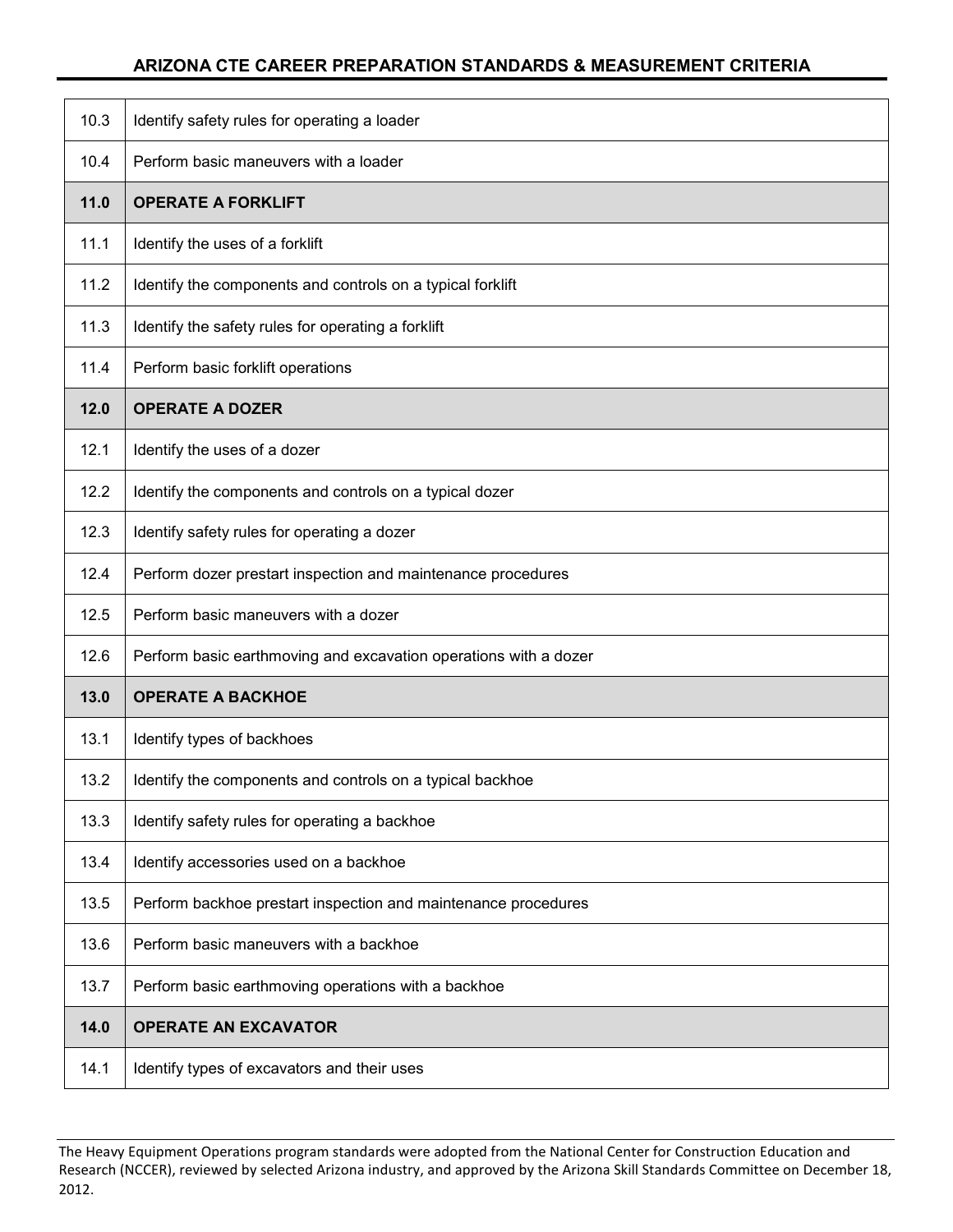| | |
|---|---|
| 10.3 | Identify safety rules for operating a loader |
| 10.4 | Perform basic maneuvers with a loader |
| **11.0** | **OPERATE A FORKLIFT** |
| 11.1 | Identify the uses of a forklift |
| 11.2 | Identify the components and controls on a typical forklift |
| 11.3 | Identify the safety rules for operating a forklift |
| 11.4 | Perform basic forklift operations |
| **12.0** | **OPERATE A DOZER** |
| 12.1 | Identify the uses of a dozer |
| 12.2 | Identify the components and controls on a typical dozer |
| 12.3 | Identify safety rules for operating a dozer |
| 12.4 | Perform dozer prestart inspection and maintenance procedures |
| 12.5 | Perform basic maneuvers with a dozer |
| 12.6 | Perform basic earthmoving and excavation operations with a dozer |
| **13.0** | **OPERATE A BACKHOE** |
| 13.1 | Identify types of backhoes |
| 13.2 | Identify the components and controls on a typical backhoe |
| 13.3 | Identify safety rules for operating a backhoe |
| 13.4 | Identify accessories used on a backhoe |
| 13.5 | Perform backhoe prestart inspection and maintenance procedures |
| 13.6 | Perform basic maneuvers with a backhoe |
| 13.7 | Perform basic earthmoving operations with a backhoe |
| **14.0** | **OPERATE AN EXCAVATOR** |
| 14.1 | Identify types of excavators and their uses |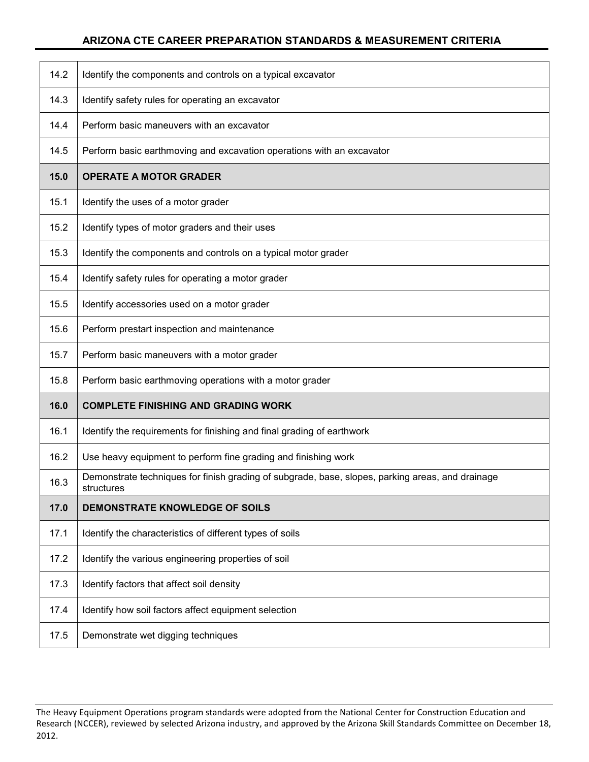| | |
|---|---|
| 14.2 | Identify the components and controls on a typical excavator |
| 14.3 | Identify safety rules for operating an excavator |
| 14.4 | Perform basic maneuvers with an excavator |
| 14.5 | Perform basic earthmoving and excavation operations with an excavator |
| **15.0** | **OPERATE A MOTOR GRADER** |
| 15.1 | Identify the uses of a motor grader |
| 15.2 | Identify types of motor graders and their uses |
| 15.3 | Identify the components and controls on a typical motor grader |
| 15.4 | Identify safety rules for operating a motor grader |
| 15.5 | Identify accessories used on a motor grader |
| 15.6 | Perform prestart inspection and maintenance |
| 15.7 | Perform basic maneuvers with a motor grader |
| 15.8 | Perform basic earthmoving operations with a motor grader |
| **16.0** | **COMPLETE FINISHING AND GRADING WORK** |
| 16.1 | Identify the requirements for finishing and final grading of earthwork |
| 16.2 | Use heavy equipment to perform fine grading and finishing work |
| 16.3 | Demonstrate techniques for finish grading of subgrade, base, slopes, parking areas, and drainage structures |
| **17.0** | **DEMONSTRATE KNOWLEDGE OF SOILS** |
| 17.1 | Identify the characteristics of different types of soils |
| 17.2 | Identify the various engineering properties of soil |
| 17.3 | Identify factors that affect soil density |
| 17.4 | Identify how soil factors affect equipment selection |
| 17.5 | Demonstrate wet digging techniques |

The Heavy Equipment Operations program standards were adopted from the National Center for Construction Education and Research (NCCER), reviewed by selected Arizona industry, and approved by the Arizona Skill Standards Committee on December 18, 2012.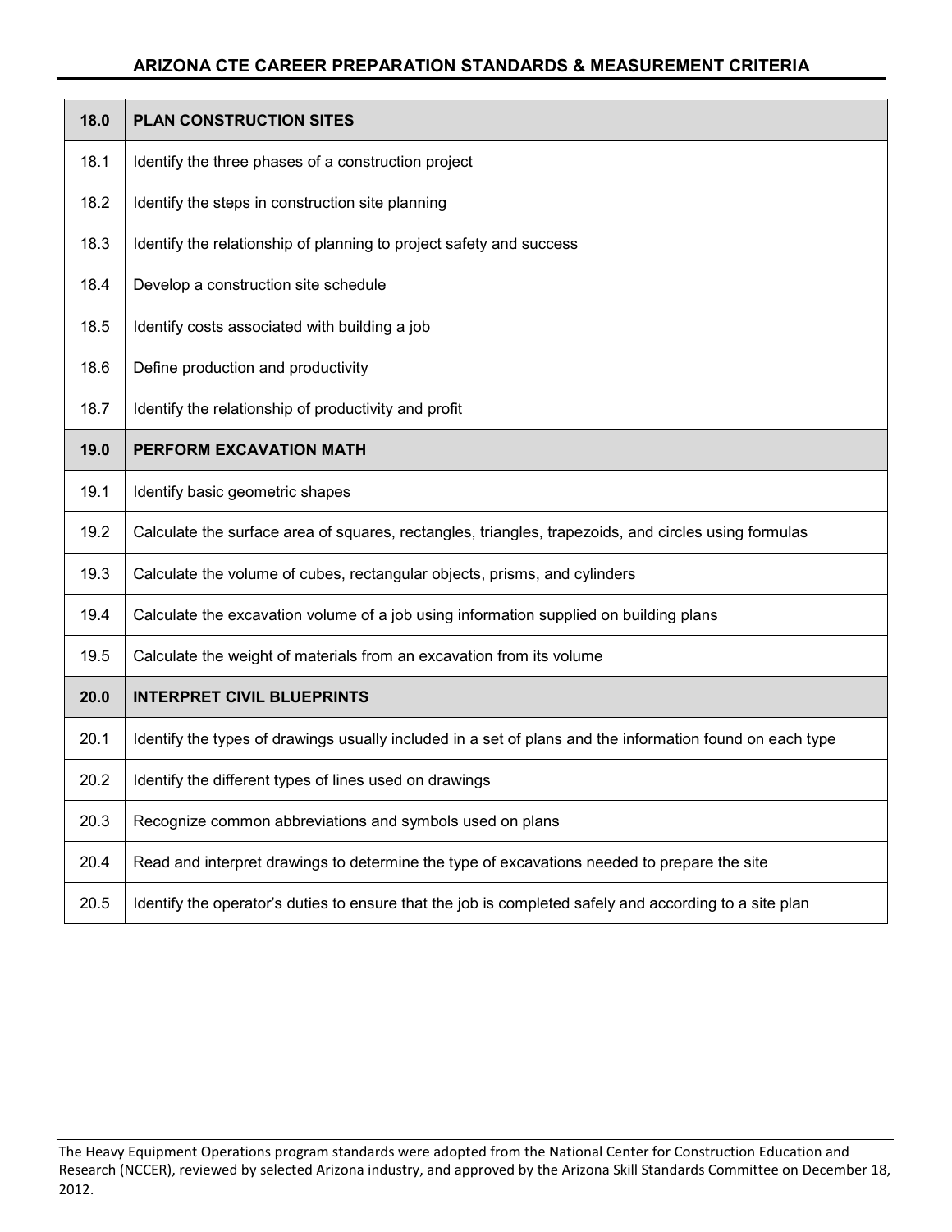| | |
|---|---|
| **18.0** | **PLAN CONSTRUCTION SITES** |
| 18.1 | Identify the three phases of a construction project |
| 18.2 | Identify the steps in construction site planning |
| 18.3 | Identify the relationship of planning to project safety and success |
| 18.4 | Develop a construction site schedule |
| 18.5 | Identify costs associated with building a job |
| 18.6 | Define production and productivity |
| 18.7 | Identify the relationship of productivity and profit |
| **19.0** | **PERFORM EXCAVATION MATH** |
| 19.1 | Identify basic geometric shapes |
| 19.2 | Calculate the surface area of squares, rectangles, triangles, trapezoids, and circles using formulas |
| 19.3 | Calculate the volume of cubes, rectangular objects, prisms, and cylinders |
| 19.4 | Calculate the excavation volume of a job using information supplied on building plans |
| 19.5 | Calculate the weight of materials from an excavation from its volume |
| **20.0** | **INTERPRET CIVIL BLUEPRINTS** |
| 20.1 | Identify the types of drawings usually included in a set of plans and the information found on each type |
| 20.2 | Identify the different types of lines used on drawings |
| 20.3 | Recognize common abbreviations and symbols used on plans |
| 20.4 | Read and interpret drawings to determine the type of excavations needed to prepare the site |
| 20.5 | Identify the operator's duties to ensure that the job is completed safely and according to a site plan |

The Heavy Equipment Operations program standards were adopted from the National Center for Construction Education and Research (NCCER), reviewed by selected Arizona industry, and approved by the Arizona Skill Standards Committee on December 18, 2012.